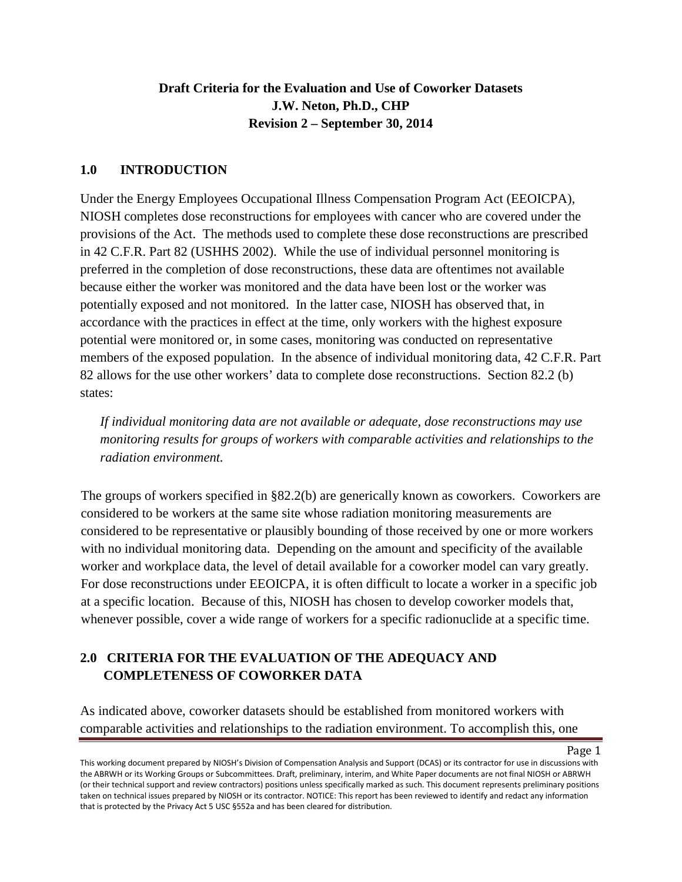**Draft Criteria for the Evaluation and Use of Coworker Datasets**
**J.W. Neton, Ph.D., CHP**
**Revision 2 – September 30, 2014**

## 1.0 INTRODUCTION

Under the Energy Employees Occupational Illness Compensation Program Act (EEOICPA), NIOSH completes dose reconstructions for employees with cancer who are covered under the provisions of the Act. The methods used to complete these dose reconstructions are prescribed in 42 C.F.R. Part 82 (USHHS 2002). While the use of individual personnel monitoring is preferred in the completion of dose reconstructions, these data are oftentimes not available because either the worker was monitored and the data have been lost or the worker was potentially exposed and not monitored. In the latter case, NIOSH has observed that, in accordance with the practices in effect at the time, only workers with the highest exposure potential were monitored or, in some cases, monitoring was conducted on representative members of the exposed population. In the absence of individual monitoring data, 42 C.F.R. Part 82 allows for the use other workers' data to complete dose reconstructions. Section 82.2 (b) states:

> *If individual monitoring data are not available or adequate, dose reconstructions may use monitoring results for groups of workers with comparable activities and relationships to the radiation environment.*

The groups of workers specified in §82.2(b) are generically known as coworkers. Coworkers are considered to be workers at the same site whose radiation monitoring measurements are considered to be representative or plausibly bounding of those received by one or more workers with no individual monitoring data. Depending on the amount and specificity of the available worker and workplace data, the level of detail available for a coworker model can vary greatly. For dose reconstructions under EEOICPA, it is often difficult to locate a worker in a specific job at a specific location. Because of this, NIOSH has chosen to develop coworker models that, whenever possible, cover a wide range of workers for a specific radionuclide at a specific time.

## 2.0 CRITERIA FOR THE EVALUATION OF THE ADEQUACY AND COMPLETENESS OF COWORKER DATA

As indicated above, coworker datasets should be established from monitored workers with comparable activities and relationships to the radiation environment. To accomplish this, one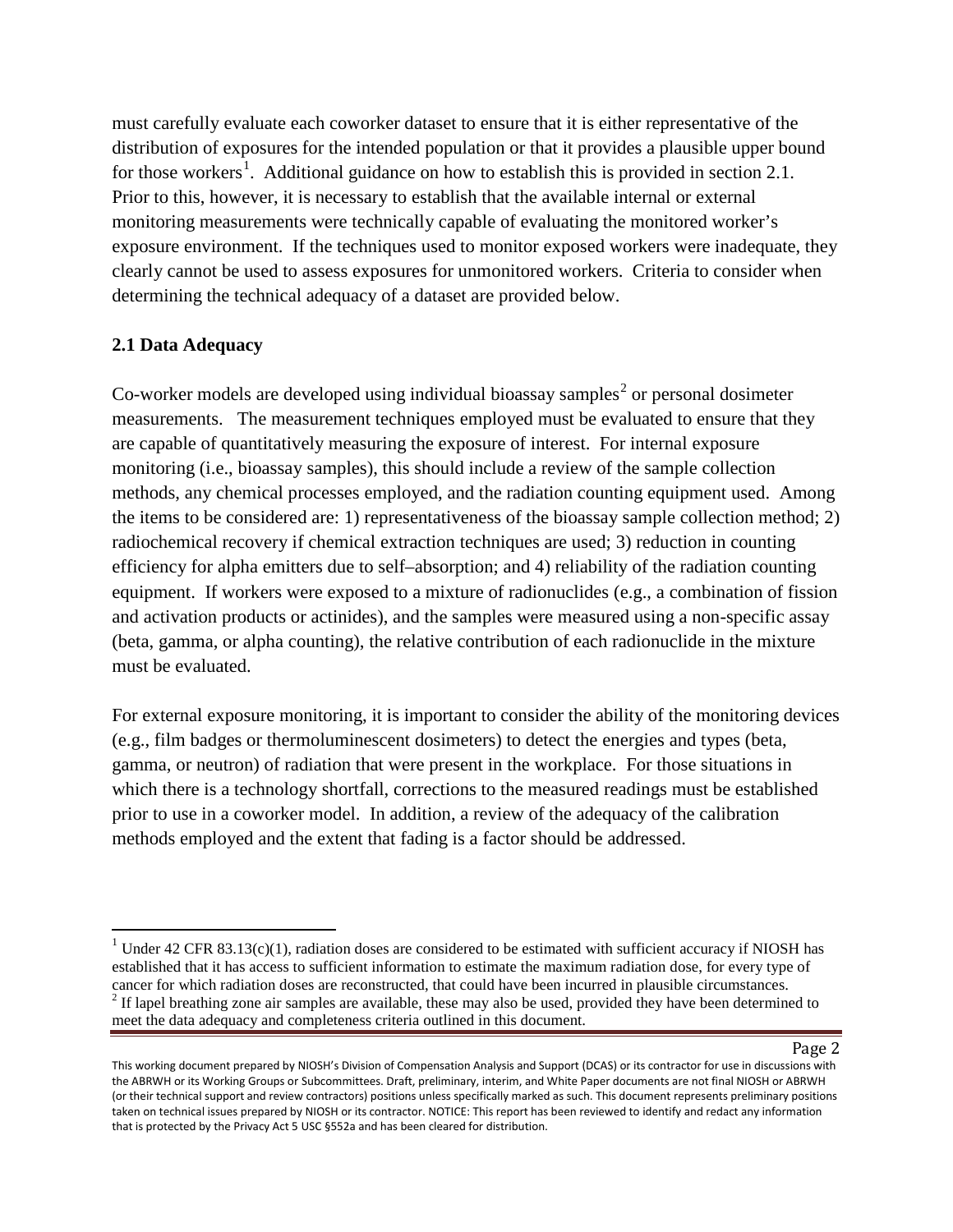must carefully evaluate each coworker dataset to ensure that it is either representative of the distribution of exposures for the intended population or that it provides a plausible upper bound for those workers[1]. Additional guidance on how to establish this is provided in section 2.1. Prior to this, however, it is necessary to establish that the available internal or external monitoring measurements were technically capable of evaluating the monitored worker's exposure environment. If the techniques used to monitor exposed workers were inadequate, they clearly cannot be used to assess exposures for unmonitored workers. Criteria to consider when determining the technical adequacy of a dataset are provided below.

## 2.1 Data Adequacy

Co-worker models are developed using individual bioassay samples[2] or personal dosimeter measurements. The measurement techniques employed must be evaluated to ensure that they are capable of quantitatively measuring the exposure of interest. For internal exposure monitoring (i.e., bioassay samples), this should include a review of the sample collection methods, any chemical processes employed, and the radiation counting equipment used. Among the items to be considered are: 1) representativeness of the bioassay sample collection method; 2) radiochemical recovery if chemical extraction techniques are used; 3) reduction in counting efficiency for alpha emitters due to self–absorption; and 4) reliability of the radiation counting equipment. If workers were exposed to a mixture of radionuclides (e.g., a combination of fission and activation products or actinides), and the samples were measured using a non-specific assay (beta, gamma, or alpha counting), the relative contribution of each radionuclide in the mixture must be evaluated.

For external exposure monitoring, it is important to consider the ability of the monitoring devices (e.g., film badges or thermoluminescent dosimeters) to detect the energies and types (beta, gamma, or neutron) of radiation that were present in the workplace. For those situations in which there is a technology shortfall, corrections to the measured readings must be established prior to use in a coworker model. In addition, a review of the adequacy of the calibration methods employed and the extent that fading is a factor should be addressed.

---

[1] Under 42 CFR 83.13(c)(1), radiation doses are considered to be estimated with sufficient accuracy if NIOSH has established that it has access to sufficient information to estimate the maximum radiation dose, for every type of cancer for which radiation doses are reconstructed, that could have been incurred in plausible circumstances.

[2] If lapel breathing zone air samples are available, these may also be used, provided they have been determined to meet the data adequacy and completeness criteria outlined in this document.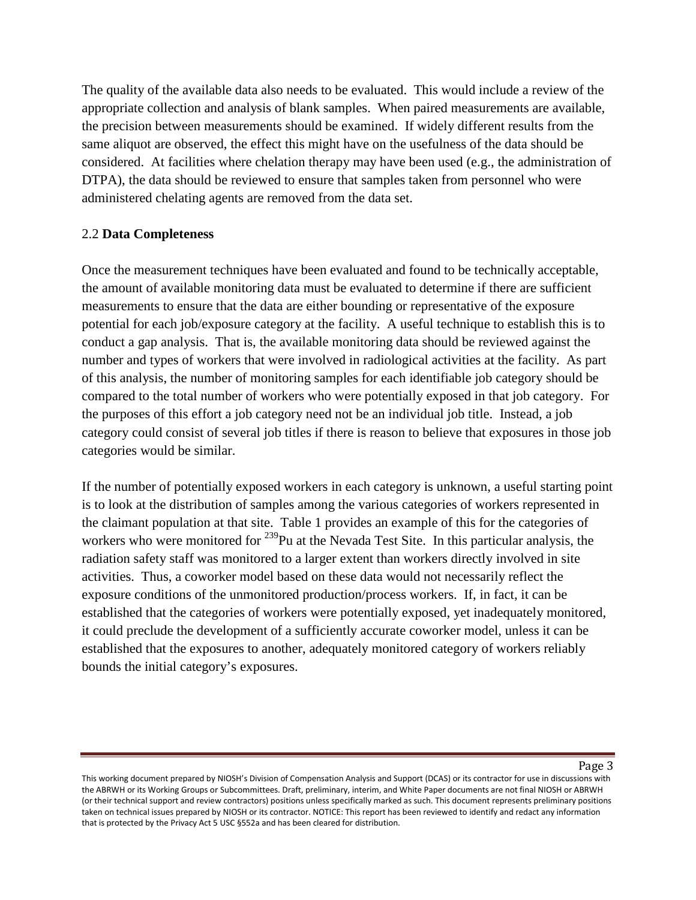The quality of the available data also needs to be evaluated. This would include a review of the appropriate collection and analysis of blank samples. When paired measurements are available, the precision between measurements should be examined. If widely different results from the same aliquot are observed, the effect this might have on the usefulness of the data should be considered. At facilities where chelation therapy may have been used (e.g., the administration of DTPA), the data should be reviewed to ensure that samples taken from personnel who were administered chelating agents are removed from the data set.

## 2.2 **Data Completeness**

Once the measurement techniques have been evaluated and found to be technically acceptable, the amount of available monitoring data must be evaluated to determine if there are sufficient measurements to ensure that the data are either bounding or representative of the exposure potential for each job/exposure category at the facility. A useful technique to establish this is to conduct a gap analysis. That is, the available monitoring data should be reviewed against the number and types of workers that were involved in radiological activities at the facility. As part of this analysis, the number of monitoring samples for each identifiable job category should be compared to the total number of workers who were potentially exposed in that job category. For the purposes of this effort a job category need not be an individual job title. Instead, a job category could consist of several job titles if there is reason to believe that exposures in those job categories would be similar.

If the number of potentially exposed workers in each category is unknown, a useful starting point is to look at the distribution of samples among the various categories of workers represented in the claimant population at that site. Table 1 provides an example of this for the categories of workers who were monitored for $^{239}$Pu at the Nevada Test Site. In this particular analysis, the radiation safety staff was monitored to a larger extent than workers directly involved in site activities. Thus, a coworker model based on these data would not necessarily reflect the exposure conditions of the unmonitored production/process workers. If, in fact, it can be established that the categories of workers were potentially exposed, yet inadequately monitored, it could preclude the development of a sufficiently accurate coworker model, unless it can be established that the exposures to another, adequately monitored category of workers reliably bounds the initial category's exposures.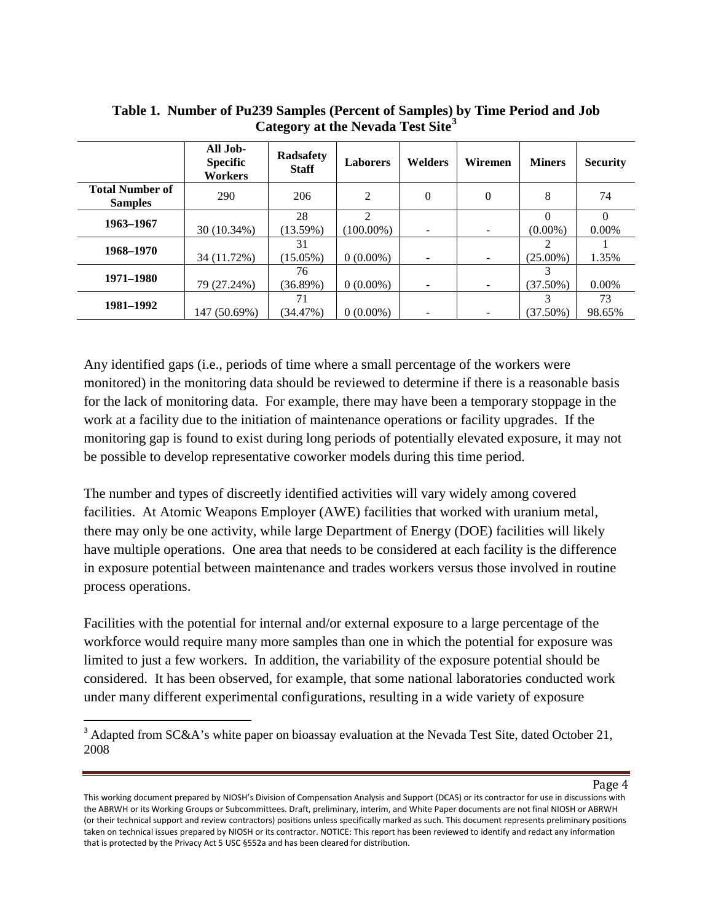**Table 1. Number of Pu239 Samples (Percent of Samples) by Time Period and Job Category at the Nevada Test Site[3]**

| | All Job-Specific Workers | Radsafety Staff | Laborers | Welders | Wiremen | Miners | Security |
|---|---|---|---|---|---|---|---|
| **Total Number of Samples** | 290 | 206 | 2 | 0 | 0 | 8 | 74 |
| **1963–1967** | 30 (10.34%) | 28 (13.59%) | 2 (100.00%) | - | - | 0 (0.00%) | 0 0.00% |
| **1968–1970** | 34 (11.72%) | 31 (15.05%) | 0 (0.00%) | - | - | 2 (25.00%) | 1 1.35% |
| **1971–1980** | 79 (27.24%) | 76 (36.89%) | 0 (0.00%) | - | - | 3 (37.50%) | 0.00% |
| **1981–1992** | 147 (50.69%) | 71 (34.47%) | 0 (0.00%) | - | - | 3 (37.50%) | 73 98.65% |

Any identified gaps (i.e., periods of time where a small percentage of the workers were monitored) in the monitoring data should be reviewed to determine if there is a reasonable basis for the lack of monitoring data. For example, there may have been a temporary stoppage in the work at a facility due to the initiation of maintenance operations or facility upgrades. If the monitoring gap is found to exist during long periods of potentially elevated exposure, it may not be possible to develop representative coworker models during this time period.

The number and types of discreetly identified activities will vary widely among covered facilities. At Atomic Weapons Employer (AWE) facilities that worked with uranium metal, there may only be one activity, while large Department of Energy (DOE) facilities will likely have multiple operations. One area that needs to be considered at each facility is the difference in exposure potential between maintenance and trades workers versus those involved in routine process operations.

Facilities with the potential for internal and/or external exposure to a large percentage of the workforce would require many more samples than one in which the potential for exposure was limited to just a few workers. In addition, the variability of the exposure potential should be considered. It has been observed, for example, that some national laboratories conducted work under many different experimental configurations, resulting in a wide variety of exposure

[3] Adapted from SC&A's white paper on bioassay evaluation at the Nevada Test Site, dated October 21, 2008

This working document prepared by NIOSH's Division of Compensation Analysis and Support (DCAS) or its contractor for use in discussions with the ABRWH or its Working Groups or Subcommittees. Draft, preliminary, interim, and White Paper documents are not final NIOSH or ABRWH (or their technical support and review contractors) positions unless specifically marked as such. This document represents preliminary positions taken on technical issues prepared by NIOSH or its contractor. NOTICE: This report has been reviewed to identify and redact any information that is protected by the Privacy Act 5 USC §552a and has been cleared for distribution.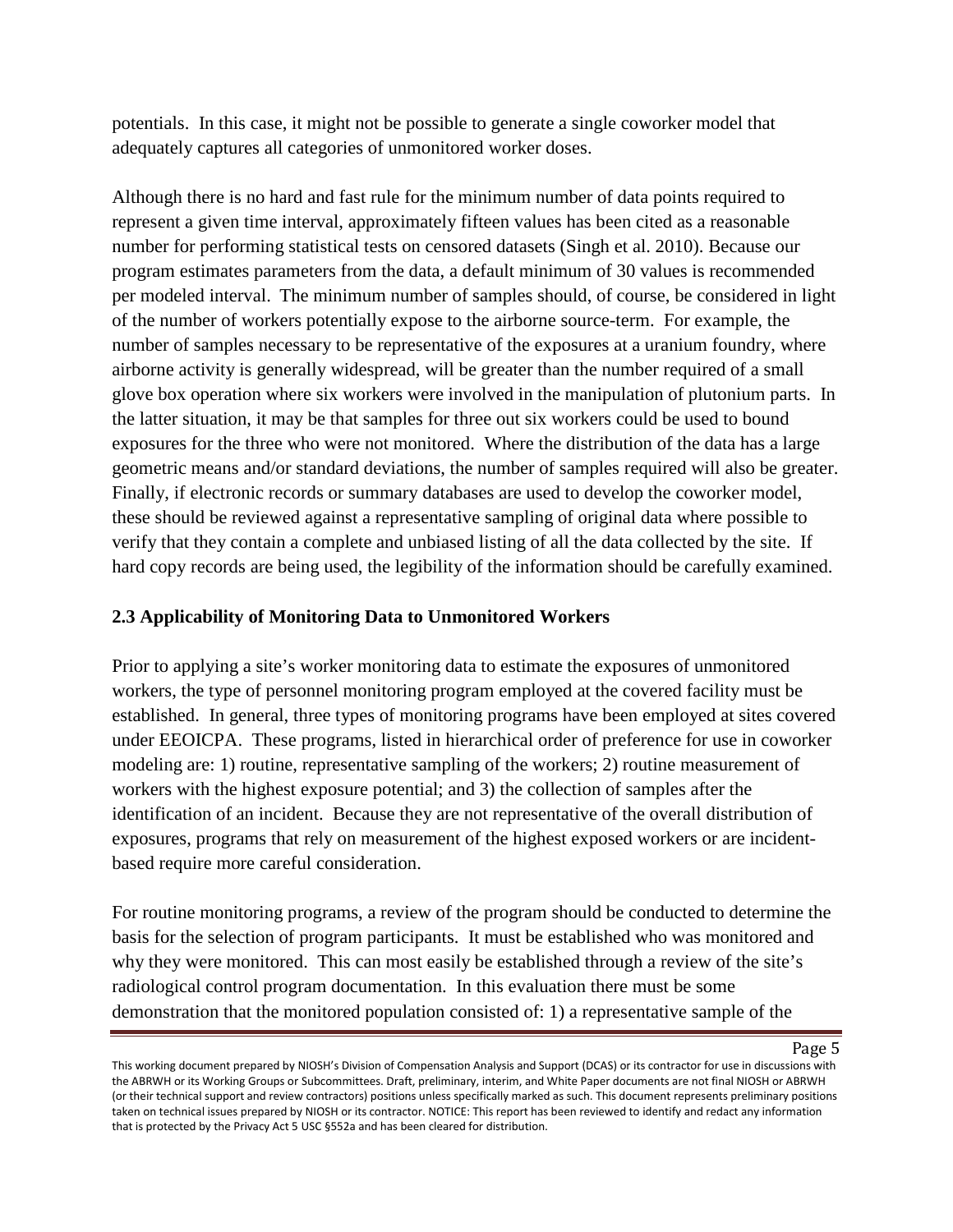potentials. In this case, it might not be possible to generate a single coworker model that adequately captures all categories of unmonitored worker doses.

Although there is no hard and fast rule for the minimum number of data points required to represent a given time interval, approximately fifteen values has been cited as a reasonable number for performing statistical tests on censored datasets (Singh et al. 2010). Because our program estimates parameters from the data, a default minimum of 30 values is recommended per modeled interval. The minimum number of samples should, of course, be considered in light of the number of workers potentially expose to the airborne source-term. For example, the number of samples necessary to be representative of the exposures at a uranium foundry, where airborne activity is generally widespread, will be greater than the number required of a small glove box operation where six workers were involved in the manipulation of plutonium parts. In the latter situation, it may be that samples for three out six workers could be used to bound exposures for the three who were not monitored. Where the distribution of the data has a large geometric means and/or standard deviations, the number of samples required will also be greater. Finally, if electronic records or summary databases are used to develop the coworker model, these should be reviewed against a representative sampling of original data where possible to verify that they contain a complete and unbiased listing of all the data collected by the site. If hard copy records are being used, the legibility of the information should be carefully examined.

## 2.3 Applicability of Monitoring Data to Unmonitored Workers

Prior to applying a site's worker monitoring data to estimate the exposures of unmonitored workers, the type of personnel monitoring program employed at the covered facility must be established. In general, three types of monitoring programs have been employed at sites covered under EEOICPA. These programs, listed in hierarchical order of preference for use in coworker modeling are: 1) routine, representative sampling of the workers; 2) routine measurement of workers with the highest exposure potential; and 3) the collection of samples after the identification of an incident. Because they are not representative of the overall distribution of exposures, programs that rely on measurement of the highest exposed workers or are incident-based require more careful consideration.

For routine monitoring programs, a review of the program should be conducted to determine the basis for the selection of program participants. It must be established who was monitored and why they were monitored. This can most easily be established through a review of the site's radiological control program documentation. In this evaluation there must be some demonstration that the monitored population consisted of: 1) a representative sample of the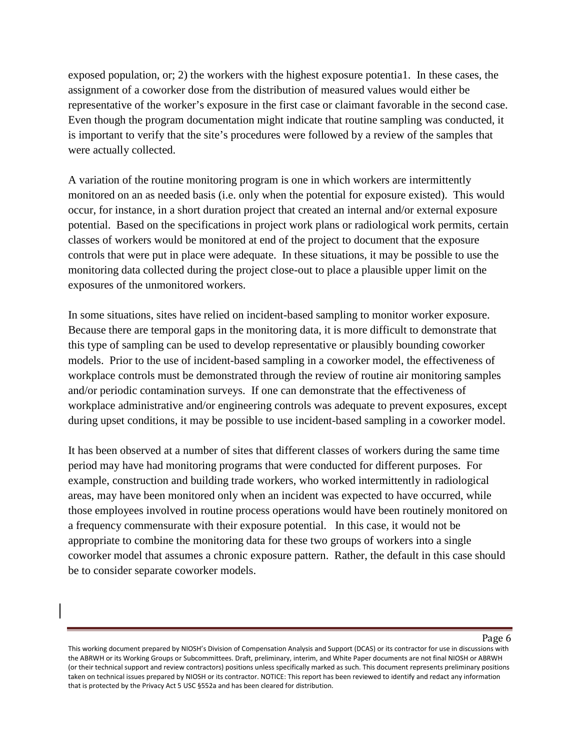exposed population, or; 2) the workers with the highest exposure potentia1. In these cases, the assignment of a coworker dose from the distribution of measured values would either be representative of the worker's exposure in the first case or claimant favorable in the second case. Even though the program documentation might indicate that routine sampling was conducted, it is important to verify that the site's procedures were followed by a review of the samples that were actually collected.

A variation of the routine monitoring program is one in which workers are intermittently monitored on an as needed basis (i.e. only when the potential for exposure existed). This would occur, for instance, in a short duration project that created an internal and/or external exposure potential. Based on the specifications in project work plans or radiological work permits, certain classes of workers would be monitored at end of the project to document that the exposure controls that were put in place were adequate. In these situations, it may be possible to use the monitoring data collected during the project close-out to place a plausible upper limit on the exposures of the unmonitored workers.

In some situations, sites have relied on incident-based sampling to monitor worker exposure. Because there are temporal gaps in the monitoring data, it is more difficult to demonstrate that this type of sampling can be used to develop representative or plausibly bounding coworker models. Prior to the use of incident-based sampling in a coworker model, the effectiveness of workplace controls must be demonstrated through the review of routine air monitoring samples and/or periodic contamination surveys. If one can demonstrate that the effectiveness of workplace administrative and/or engineering controls was adequate to prevent exposures, except during upset conditions, it may be possible to use incident-based sampling in a coworker model.

It has been observed at a number of sites that different classes of workers during the same time period may have had monitoring programs that were conducted for different purposes. For example, construction and building trade workers, who worked intermittently in radiological areas, may have been monitored only when an incident was expected to have occurred, while those employees involved in routine process operations would have been routinely monitored on a frequency commensurate with their exposure potential. In this case, it would not be appropriate to combine the monitoring data for these two groups of workers into a single coworker model that assumes a chronic exposure pattern. Rather, the default in this case should be to consider separate coworker models.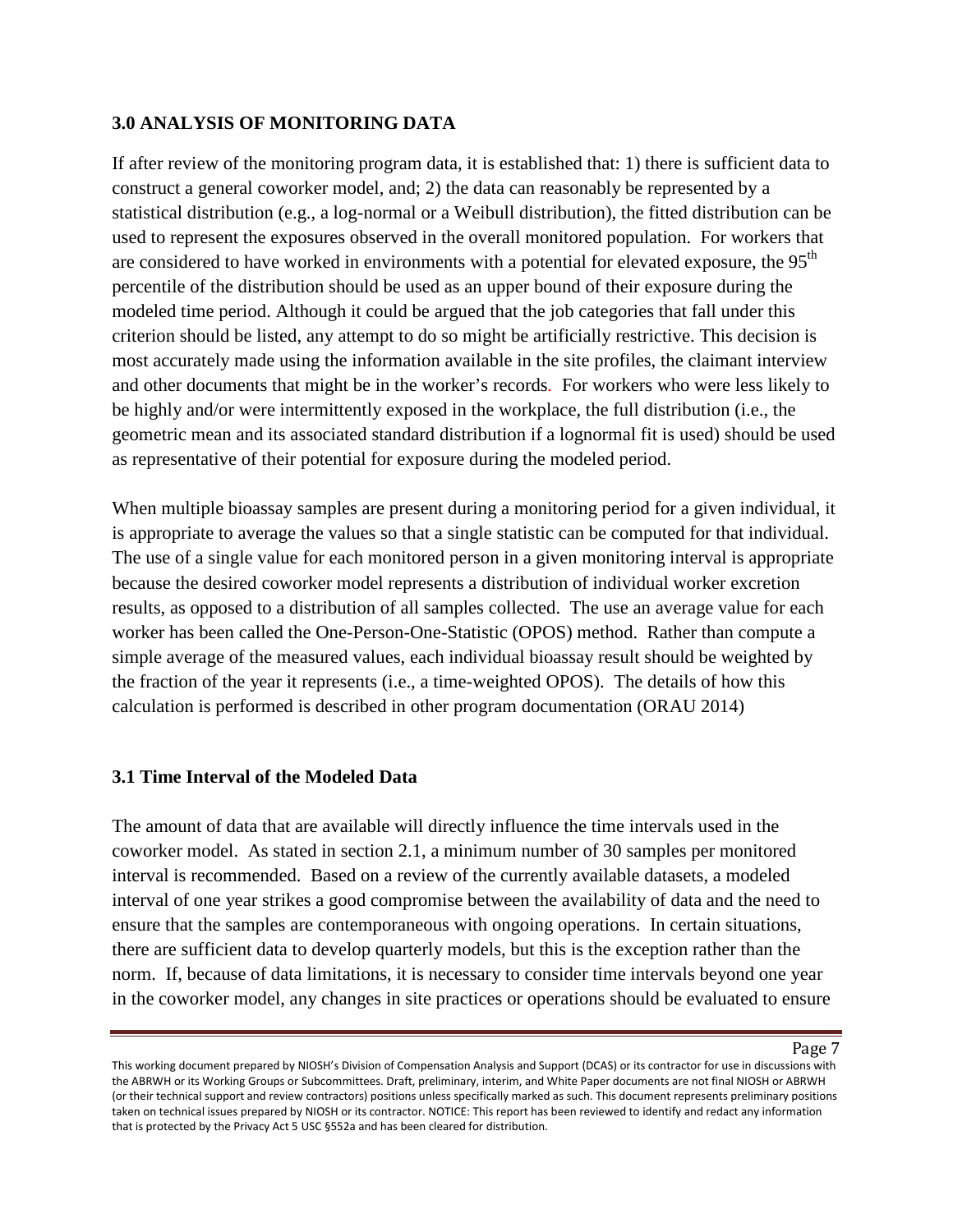## 3.0 ANALYSIS OF MONITORING DATA

If after review of the monitoring program data, it is established that: 1) there is sufficient data to construct a general coworker model, and; 2) the data can reasonably be represented by a statistical distribution (e.g., a log-normal or a Weibull distribution), the fitted distribution can be used to represent the exposures observed in the overall monitored population. For workers that are considered to have worked in environments with a potential for elevated exposure, the $95^{th}$ percentile of the distribution should be used as an upper bound of their exposure during the modeled time period. Although it could be argued that the job categories that fall under this criterion should be listed, any attempt to do so might be artificially restrictive. This decision is most accurately made using the information available in the site profiles, the claimant interview and other documents that might be in the worker's records. For workers who were less likely to be highly and/or were intermittently exposed in the workplace, the full distribution (i.e., the geometric mean and its associated standard distribution if a lognormal fit is used) should be used as representative of their potential for exposure during the modeled period.

When multiple bioassay samples are present during a monitoring period for a given individual, it is appropriate to average the values so that a single statistic can be computed for that individual. The use of a single value for each monitored person in a given monitoring interval is appropriate because the desired coworker model represents a distribution of individual worker excretion results, as opposed to a distribution of all samples collected. The use an average value for each worker has been called the One-Person-One-Statistic (OPOS) method. Rather than compute a simple average of the measured values, each individual bioassay result should be weighted by the fraction of the year it represents (i.e., a time-weighted OPOS). The details of how this calculation is performed is described in other program documentation (ORAU 2014)

### 3.1 Time Interval of the Modeled Data

The amount of data that are available will directly influence the time intervals used in the coworker model. As stated in section 2.1, a minimum number of 30 samples per monitored interval is recommended. Based on a review of the currently available datasets, a modeled interval of one year strikes a good compromise between the availability of data and the need to ensure that the samples are contemporaneous with ongoing operations. In certain situations, there are sufficient data to develop quarterly models, but this is the exception rather than the norm. If, because of data limitations, it is necessary to consider time intervals beyond one year in the coworker model, any changes in site practices or operations should be evaluated to ensure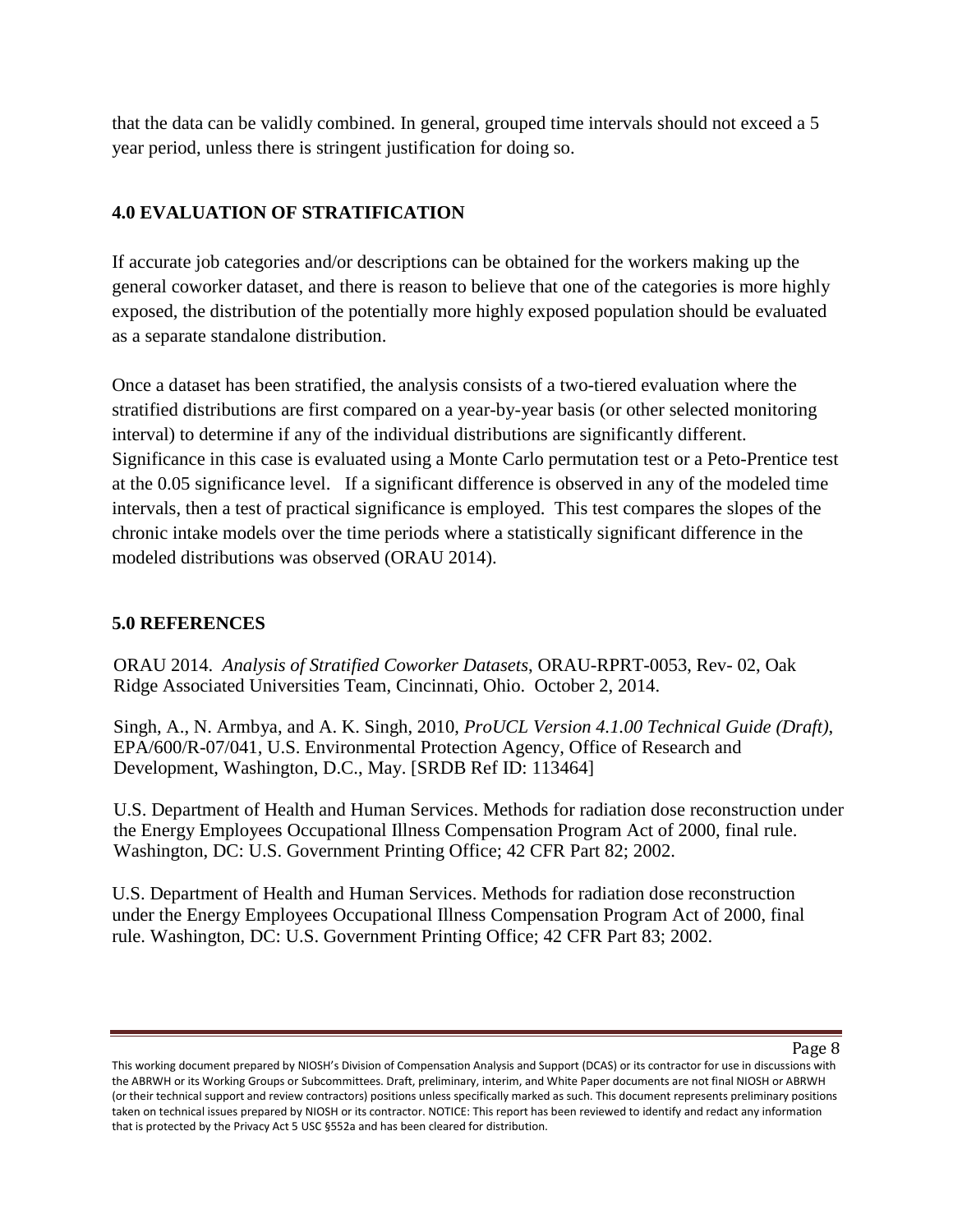that the data can be validly combined. In general, grouped time intervals should not exceed a 5 year period, unless there is stringent justification for doing so.

## 4.0 EVALUATION OF STRATIFICATION

If accurate job categories and/or descriptions can be obtained for the workers making up the general coworker dataset, and there is reason to believe that one of the categories is more highly exposed, the distribution of the potentially more highly exposed population should be evaluated as a separate standalone distribution.

Once a dataset has been stratified, the analysis consists of a two-tiered evaluation where the stratified distributions are first compared on a year-by-year basis (or other selected monitoring interval) to determine if any of the individual distributions are significantly different. Significance in this case is evaluated using a Monte Carlo permutation test or a Peto-Prentice test at the 0.05 significance level. If a significant difference is observed in any of the modeled time intervals, then a test of practical significance is employed. This test compares the slopes of the chronic intake models over the time periods where a statistically significant difference in the modeled distributions was observed (ORAU 2014).

## 5.0 REFERENCES

ORAU 2014. *Analysis of Stratified Coworker Datasets*, ORAU-RPRT-0053, Rev- 02, Oak Ridge Associated Universities Team, Cincinnati, Ohio. October 2, 2014.

Singh, A., N. Armbya, and A. K. Singh, 2010, *ProUCL Version 4.1.00 Technical Guide (Draft)*, EPA/600/R-07/041, U.S. Environmental Protection Agency, Office of Research and Development, Washington, D.C., May. [SRDB Ref ID: 113464]

U.S. Department of Health and Human Services. Methods for radiation dose reconstruction under the Energy Employees Occupational Illness Compensation Program Act of 2000, final rule. Washington, DC: U.S. Government Printing Office; 42 CFR Part 82; 2002.

U.S. Department of Health and Human Services. Methods for radiation dose reconstruction under the Energy Employees Occupational Illness Compensation Program Act of 2000, final rule. Washington, DC: U.S. Government Printing Office; 42 CFR Part 83; 2002.

This working document prepared by NIOSH's Division of Compensation Analysis and Support (DCAS) or its contractor for use in discussions with the ABRWH or its Working Groups or Subcommittees. Draft, preliminary, interim, and White Paper documents are not final NIOSH or ABRWH (or their technical support and review contractors) positions unless specifically marked as such. This document represents preliminary positions taken on technical issues prepared by NIOSH or its contractor. NOTICE: This report has been reviewed to identify and redact any information that is protected by the Privacy Act 5 USC §552a and has been cleared for distribution.